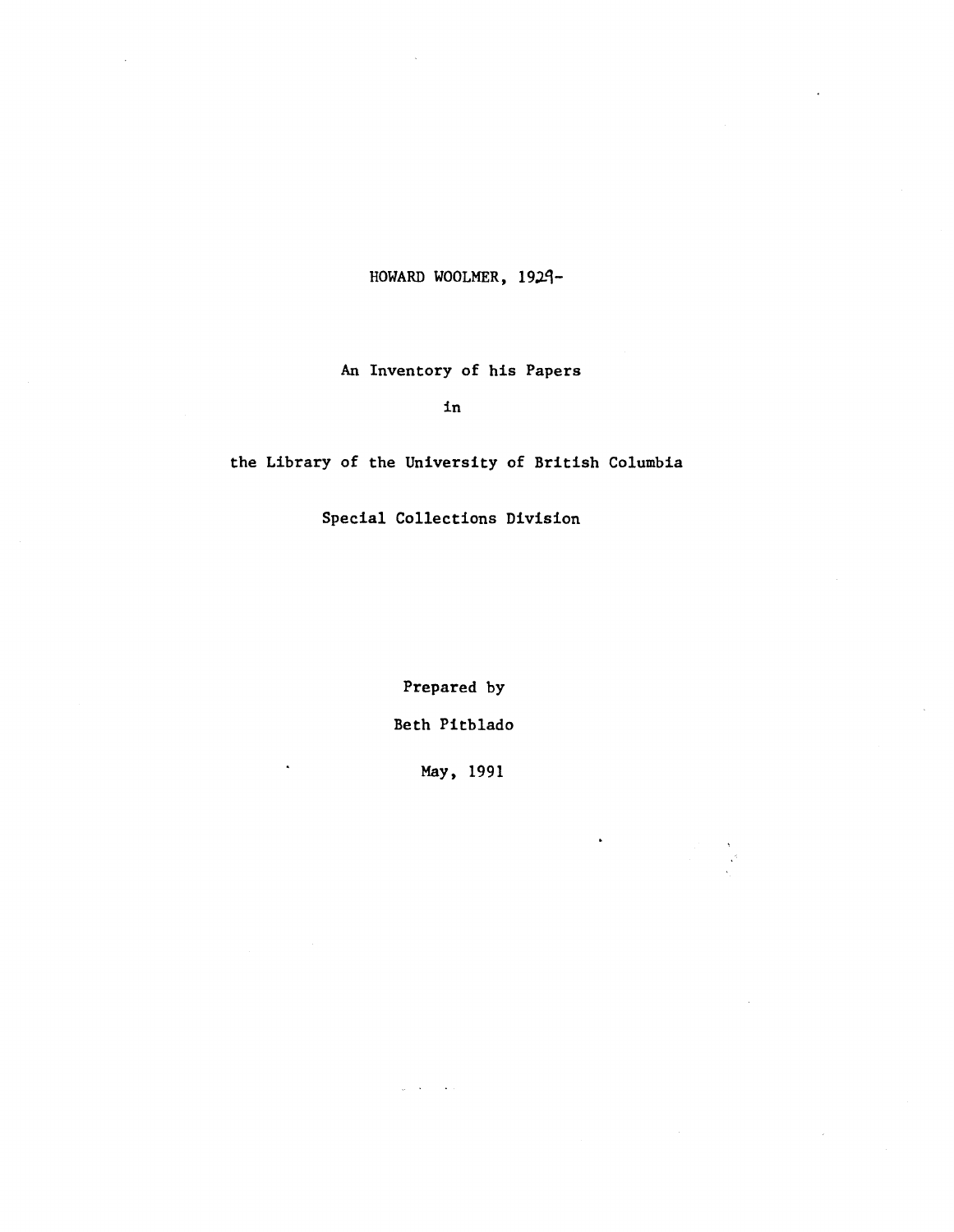# HOWARD WOOLMER, 1929-

An Inventory of his Papers

in

the Library of the University of British Columbia

Special Collections Division

Prepared by

Beth Pitblado

May, 1991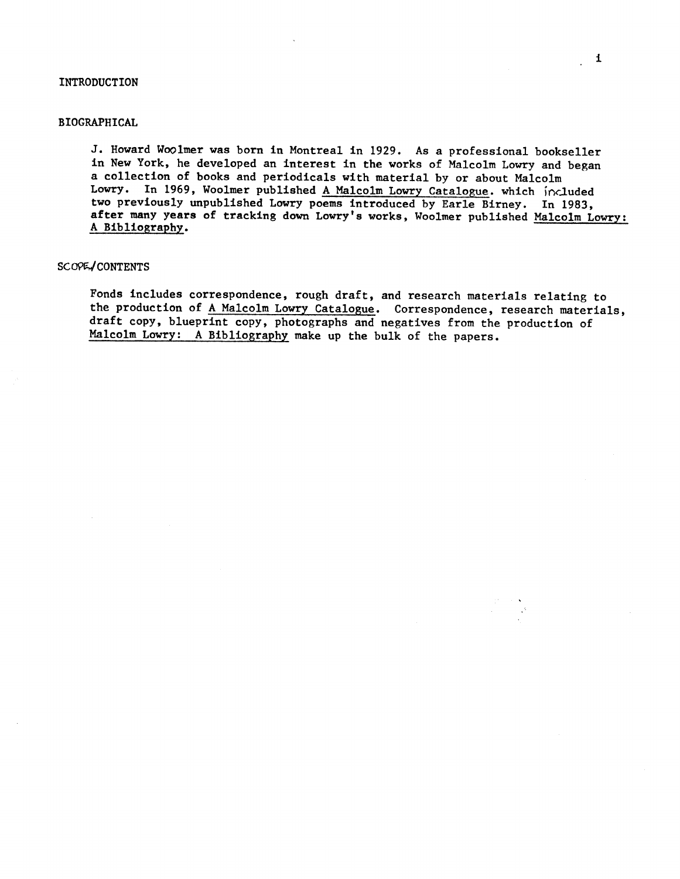# INTRODUCTION

## BIOGRAPHICAL

J. Howard Woolmer was born in Montreal in 1929. As a professional bookseller in New York, he developed an interest in the works of Malcolm Lowry and began a collection of books and periodicals with material by or about Malcolm Lowry. In 1969, Woolmer published A Malcolm Lowry Catalogue. which included two previously unpublished Lowry poems introduced by Earle Birney. In 1983, after many years of tracking down Lowry's works, Woolmer published Malcolm Lowry: A Bibliography.

## SCOPE/CONTENTS

Fonds includes correspondence, rough draft, and research materials relating to the production of A Malcolm Lowry Catalogue. Correspondence, research materials, draft copy, blueprint copy, photographs and negatives from the production of Malcolm Lowry: A Bibliography make up the bulk of the papers.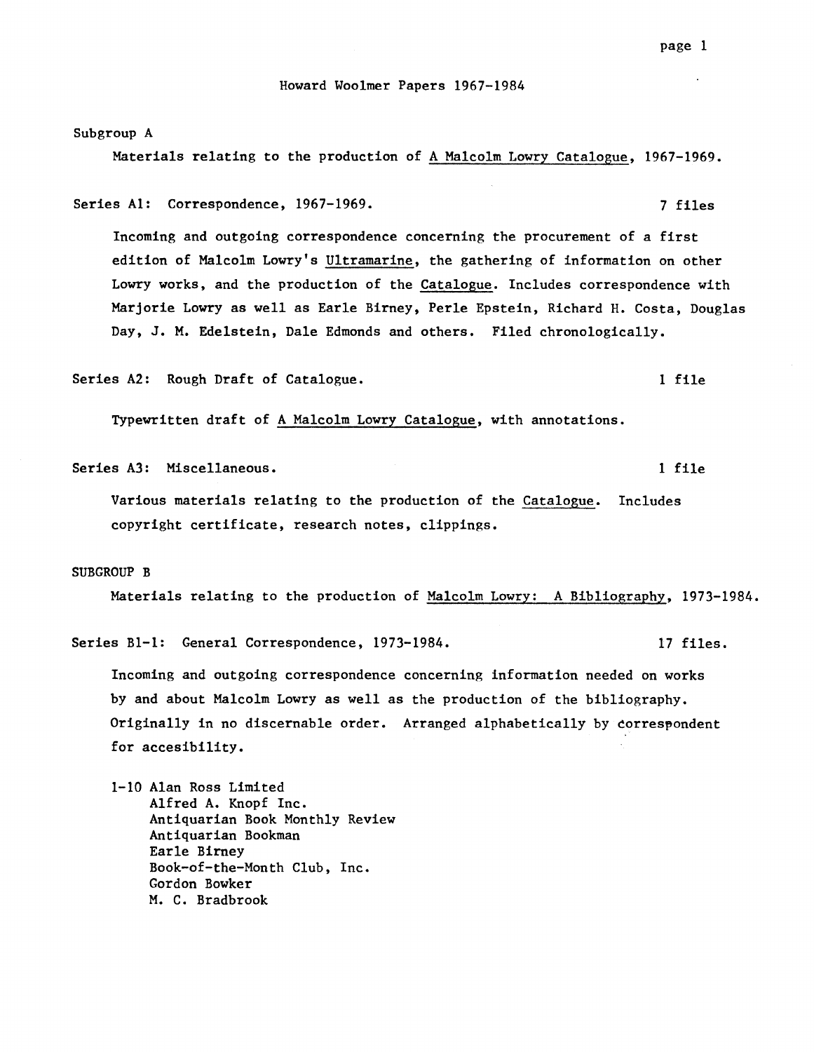# Howard Woolmer Papers 1967-1984

## Subgroup A

Materials relating to the production of A Malcolm Lowry Catalogue, 1967-1969.

### Series A1: Correspondence, 1967-1969. — 7 files

Incoming and outgoing correspondence concerning the procurement of a first edition of Malcolm Lowry's Ultramarine, the gathering of information on other Lowry works, and the production of the Catalogue. Includes correspondence with Marjorie Lowry as well as Earle Birney, Perle Epstein, Richard H. Costa, Douglas Day, J. M. Edelstein, Dale Edmonds and others. Filed chronologically.

### Series A2: Rough Draft of Catalogue. — 1 file

Typewritten draft of A Malcolm Lowry Catalogue, with annotations.

### Series A3: Miscellaneous. — 1 file

Various materials relating to the production of the Catalogue. Includes copyright certificate, research notes, clippings.

## SUBGROUP B

Materials relating to the production of Malcolm Lowry: A Bibliography, 1973-1984.

### Series B1-1: General Correspondence, 1973-1984. — 17 files.

Incoming and outgoing correspondence concerning information needed on works by and about Malcolm Lowry as well as the production of the bibliography. Originally in no discernable order. Arranged alphabetically by correspondent for accesibility.

1-10 Alan Ross Limited
- Alfred A. Knopf Inc.
- Antiquarian Book Monthly Review
- Antiquarian Bookman
- Earle Birney
- Book-of-the-Month Club, Inc.
- Gordon Bowker
- M. C. Bradbrook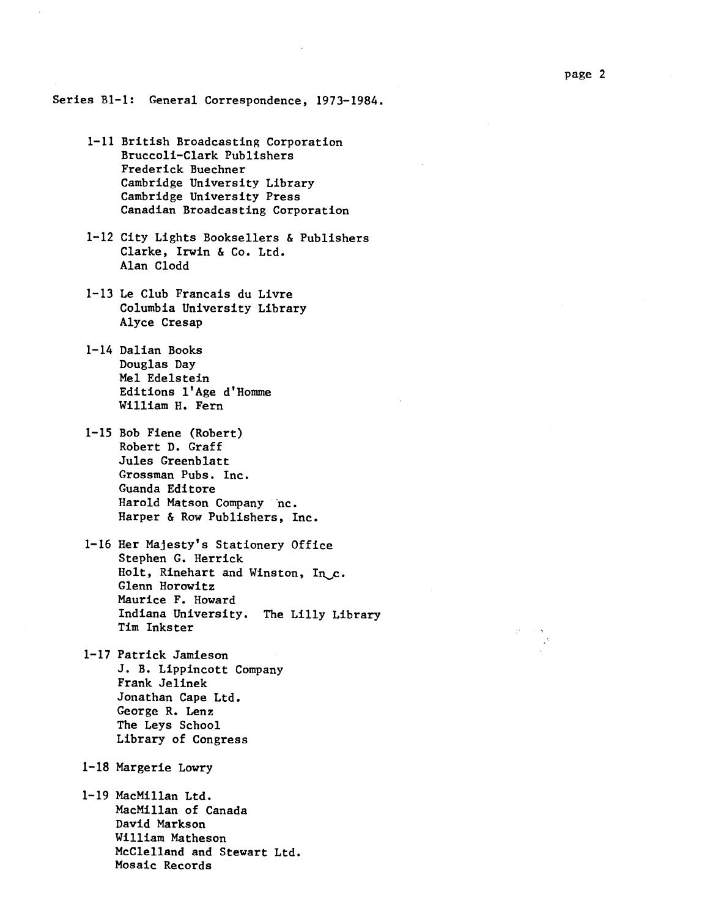Series B1-1: General Correspondence, 1973-1984.

1-11 British Broadcasting Corporation
Bruccoli-Clark Publishers
Frederick Buechner
Cambridge University Library
Cambridge University Press
Canadian Broadcasting Corporation

1-12 City Lights Booksellers & Publishers
Clarke, Irwin & Co. Ltd.
Alan Clodd

1-13 Le Club Francais du Livre
Columbia University Library
Alyce Cresap

1-14 Dalian Books
Douglas Day
Mel Edelstein
Editions l'Age d'Homme
William H. Fern

1-15 Bob Fiene (Robert)
Robert D. Graff
Jules Greenblatt
Grossman Pubs. Inc.
Guanda Editore
Harold Matson Company Inc.
Harper & Row Publishers, Inc.

1-16 Her Majesty's Stationery Office
Stephen G. Herrick
Holt, Rinehart and Winston, Inc.
Glenn Horowitz
Maurice F. Howard
Indiana University. The Lilly Library
Tim Inkster

1-17 Patrick Jamieson
J. B. Lippincott Company
Frank Jelinek
Jonathan Cape Ltd.
George R. Lenz
The Leys School
Library of Congress

1-18 Margerie Lowry

1-19 MacMillan Ltd.
MacMillan of Canada
David Markson
William Matheson
McClelland and Stewart Ltd.
Mosaic Records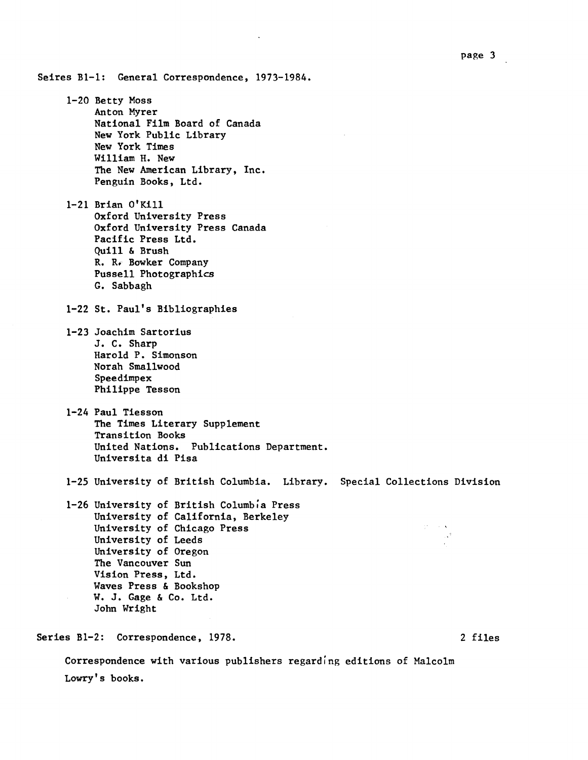Seires B1-1: General Correspondence, 1973-1984.

1-20 Betty Moss
 Anton Myrer
 National Film Board of Canada
 New York Public Library
 New York Times
 William H. New
 The New American Library, Inc.
 Penguin Books, Ltd.

1-21 Brian O'Kill
 Oxford University Press
 Oxford University Press Canada
 Pacific Press Ltd.
 Quill & Brush
 R. R. Bowker Company
 Pussell Photographics
 G. Sabbagh

1-22 St. Paul's Bibliographies

1-23 Joachim Sartorius
 J. C. Sharp
 Harold P. Simonson
 Norah Smallwood
 Speedimpex
 Philippe Tesson

1-24 Paul Tiesson
 The Times Literary Supplement
 Transition Books
 United Nations. Publications Department.
 Universita di Pisa

1-25 University of British Columbia. Library. Special Collections Division

1-26 University of British Columbia Press
 University of California, Berkeley
 University of Chicago Press
 University of Leeds
 University of Oregon
 The Vancouver Sun
 Vision Press, Ltd.
 Waves Press & Bookshop
 W. J. Gage & Co. Ltd.
 John Wright

Series B1-2: Correspondence, 1978. 2 files

Correspondence with various publishers regarding editions of Malcolm Lowry's books.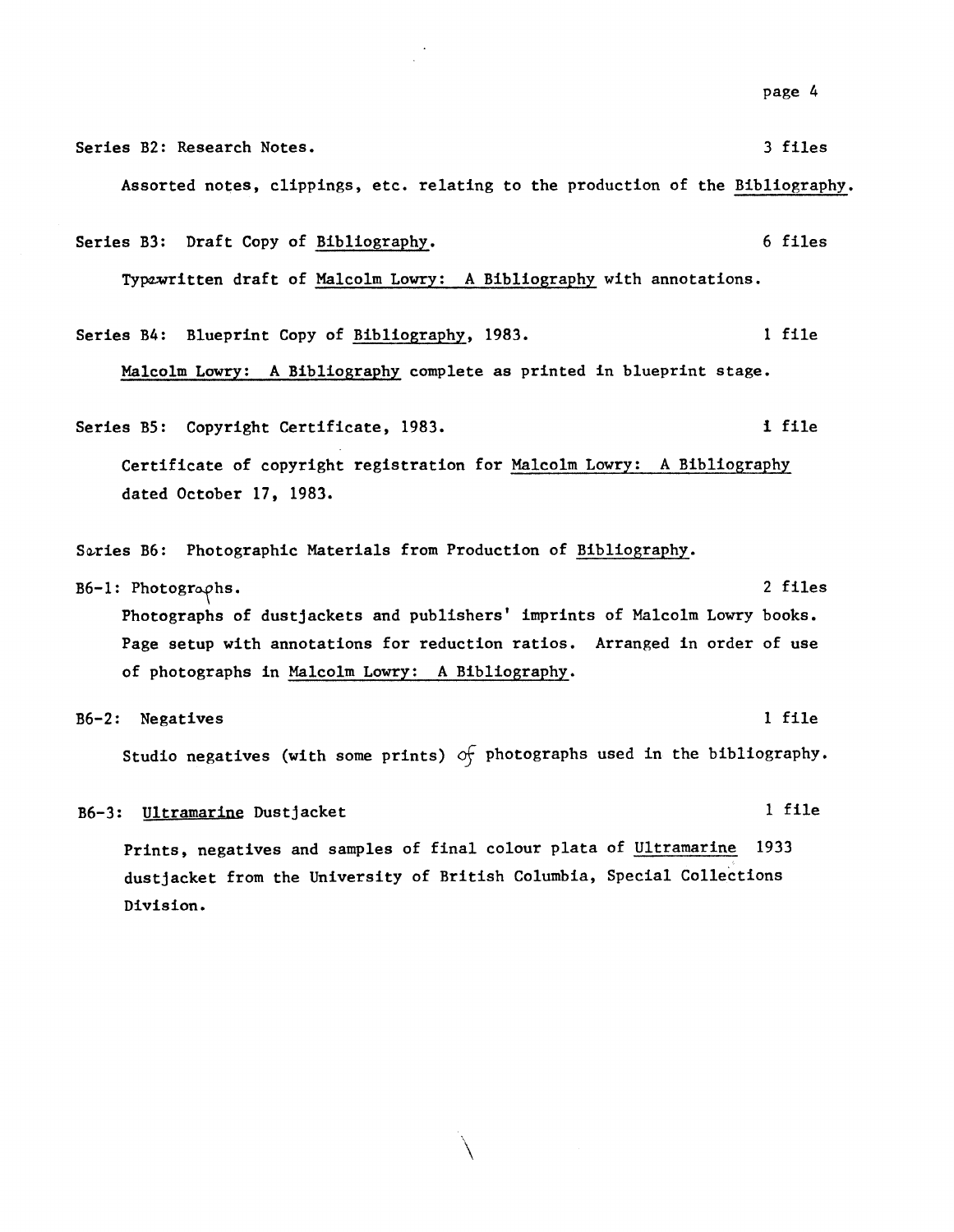Series B2: Research Notes. 3 files

Assorted notes, clippings, etc. relating to the production of the Bibliography.

Series B3: Draft Copy of Bibliography. 6 files

Typewritten draft of Malcolm Lowry: A Bibliography with annotations.

Series B4: Blueprint Copy of Bibliography, 1983. 1 file

Malcolm Lowry: A Bibliography complete as printed in blueprint stage.

Series B5: Copyright Certificate, 1983. 1 file

Certificate of copyright registration for Malcolm Lowry: A Bibliography dated October 17, 1983.

Series B6: Photographic Materials from Production of Bibliography.

B6-1: Photographs. 2 files

Photographs of dustjackets and publishers' imprints of Malcolm Lowry books. Page setup with annotations for reduction ratios. Arranged in order of use of photographs in Malcolm Lowry: A Bibliography.

B6-2: Negatives 1 file

Studio negatives (with some prints) of photographs used in the bibliography.

B6-3: Ultramarine Dustjacket 1 file

Prints, negatives and samples of final colour plata of Ultramarine 1933 dustjacket from the University of British Columbia, Special Collections Division.